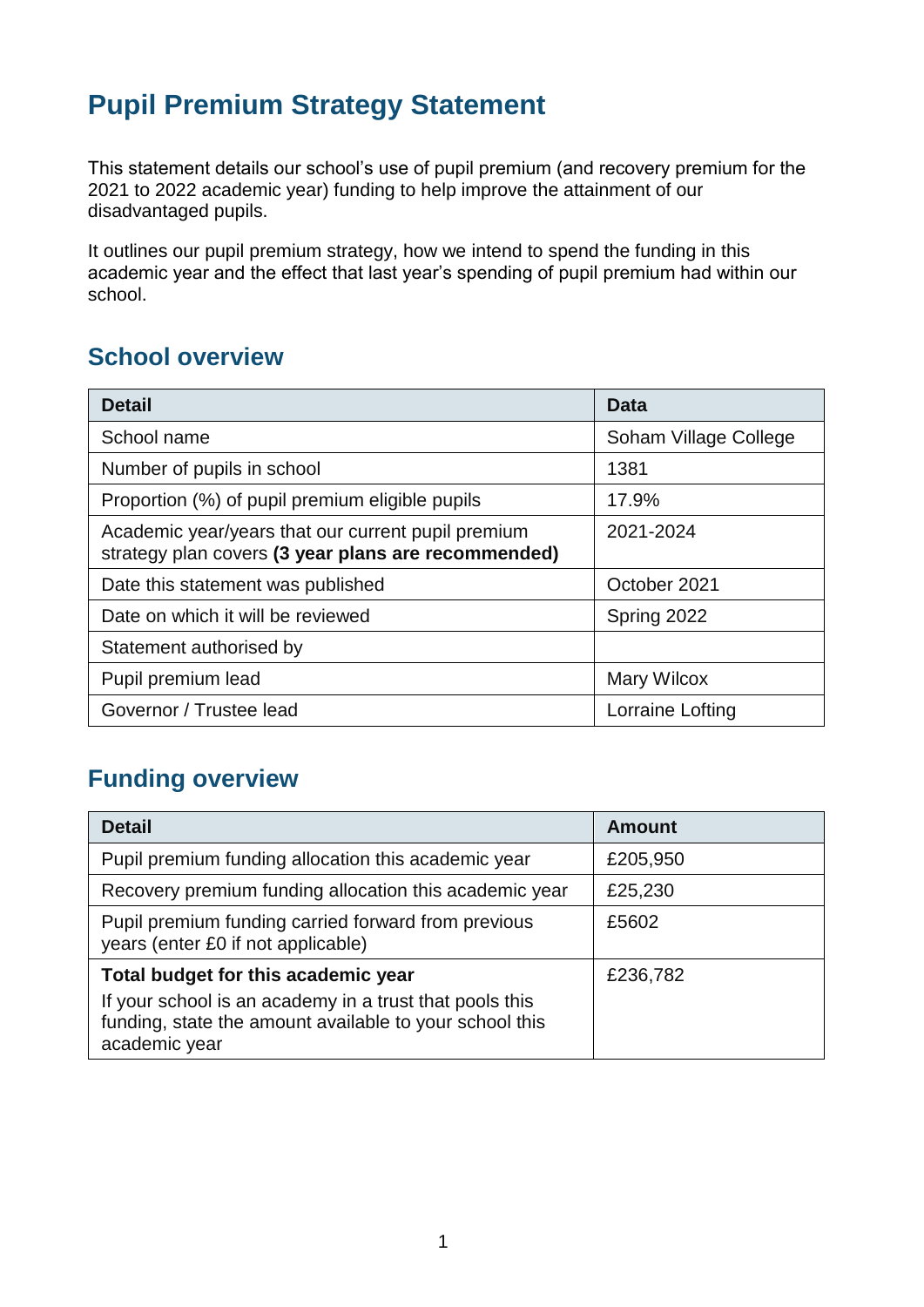# Pupil Premium Strategy Statement

This statement details our school's use of pupil premium (and recovery premium for the 2021 to 2022 academic year) funding to help improve the attainment of our disadvantaged pupils.

It outlines our pupil premium strategy, how we intend to spend the funding in this academic year and the effect that last year's spending of pupil premium had within our school.

## School overview

| Detail | Data |
|---|---|
| School name | Soham Village College |
| Number of pupils in school | 1381 |
| Proportion (%) of pupil premium eligible pupils | 17.9% |
| Academic year/years that our current pupil premium strategy plan covers **(3 year plans are recommended)** | 2021-2024 |
| Date this statement was published | October 2021 |
| Date on which it will be reviewed | Spring 2022 |
| Statement authorised by | |
| Pupil premium lead | Mary Wilcox |
| Governor / Trustee lead | Lorraine Lofting |

## Funding overview

| Detail | Amount |
|---|---|
| Pupil premium funding allocation this academic year | £205,950 |
| Recovery premium funding allocation this academic year | £25,230 |
| Pupil premium funding carried forward from previous years (enter £0 if not applicable) | £5602 |
| **Total budget for this academic year**<br>If your school is an academy in a trust that pools this funding, state the amount available to your school this academic year | £236,782 |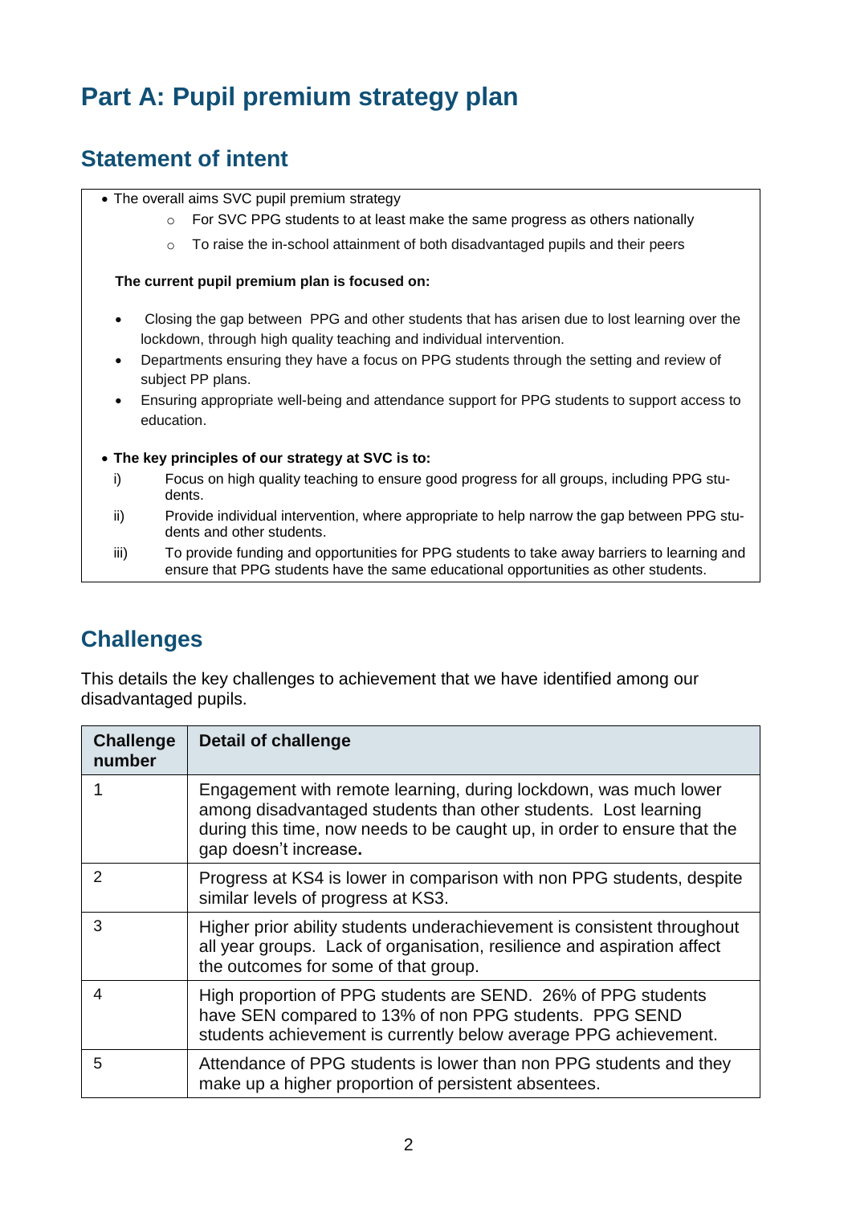# Part A: Pupil premium strategy plan

## Statement of intent

- The overall aims SVC pupil premium strategy
  - For SVC PPG students to at least make the same progress as others nationally
  - To raise the in-school attainment of both disadvantaged pupils and their peers

**The current pupil premium plan is focused on:**

- Closing the gap between PPG and other students that has arisen due to lost learning over the lockdown, through high quality teaching and individual intervention.
- Departments ensuring they have a focus on PPG students through the setting and review of subject PP plans.
- Ensuring appropriate well-being and attendance support for PPG students to support access to education.

- **The key principles of our strategy at SVC is to:**
  1. Focus on high quality teaching to ensure good progress for all groups, including PPG students.
  2. Provide individual intervention, where appropriate to help narrow the gap between PPG students and other students.
  3. To provide funding and opportunities for PPG students to take away barriers to learning and ensure that PPG students have the same educational opportunities as other students.

## Challenges

This details the key challenges to achievement that we have identified among our disadvantaged pupils.

| Challenge number | Detail of challenge |
|---|---|
| 1 | Engagement with remote learning, during lockdown, was much lower among disadvantaged students than other students. Lost learning during this time, now needs to be caught up, in order to ensure that the gap doesn't increase. |
| 2 | Progress at KS4 is lower in comparison with non PPG students, despite similar levels of progress at KS3. |
| 3 | Higher prior ability students underachievement is consistent throughout all year groups. Lack of organisation, resilience and aspiration affect the outcomes for some of that group. |
| 4 | High proportion of PPG students are SEND. 26% of PPG students have SEN compared to 13% of non PPG students. PPG SEND students achievement is currently below average PPG achievement. |
| 5 | Attendance of PPG students is lower than non PPG students and they make up a higher proportion of persistent absentees. |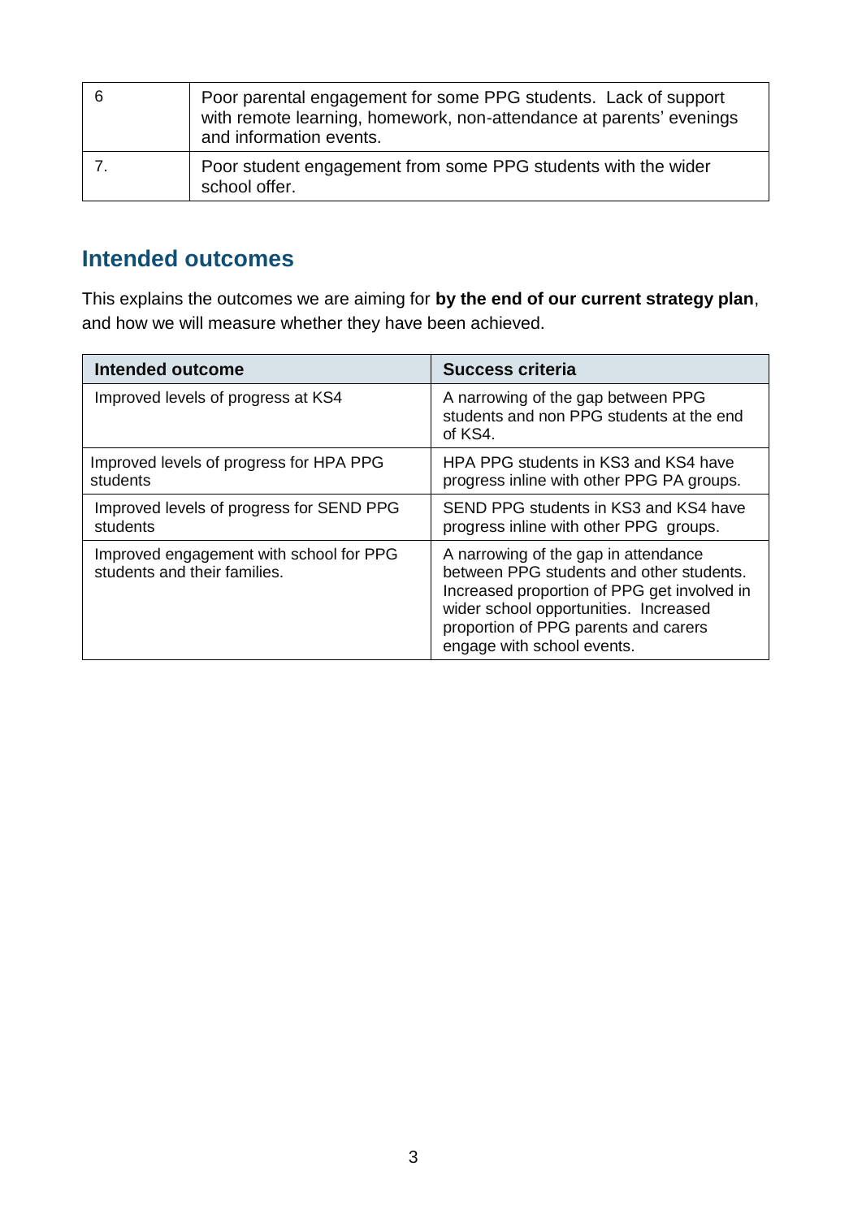| | |
|---|---|
| 6 | Poor parental engagement for some PPG students. Lack of support with remote learning, homework, non-attendance at parents' evenings and information events. |
| 7. | Poor student engagement from some PPG students with the wider school offer. |

## Intended outcomes

This explains the outcomes we are aiming for **by the end of our current strategy plan**, and how we will measure whether they have been achieved.

| Intended outcome | Success criteria |
|---|---|
| Improved levels of progress at KS4 | A narrowing of the gap between PPG students and non PPG students at the end of KS4. |
| Improved levels of progress for HPA PPG students | HPA PPG students in KS3 and KS4 have progress inline with other PPG PA groups. |
| Improved levels of progress for SEND PPG students | SEND PPG students in KS3 and KS4 have progress inline with other PPG groups. |
| Improved engagement with school for PPG students and their families. | A narrowing of the gap in attendance between PPG students and other students. Increased proportion of PPG get involved in wider school opportunities. Increased proportion of PPG parents and carers engage with school events. |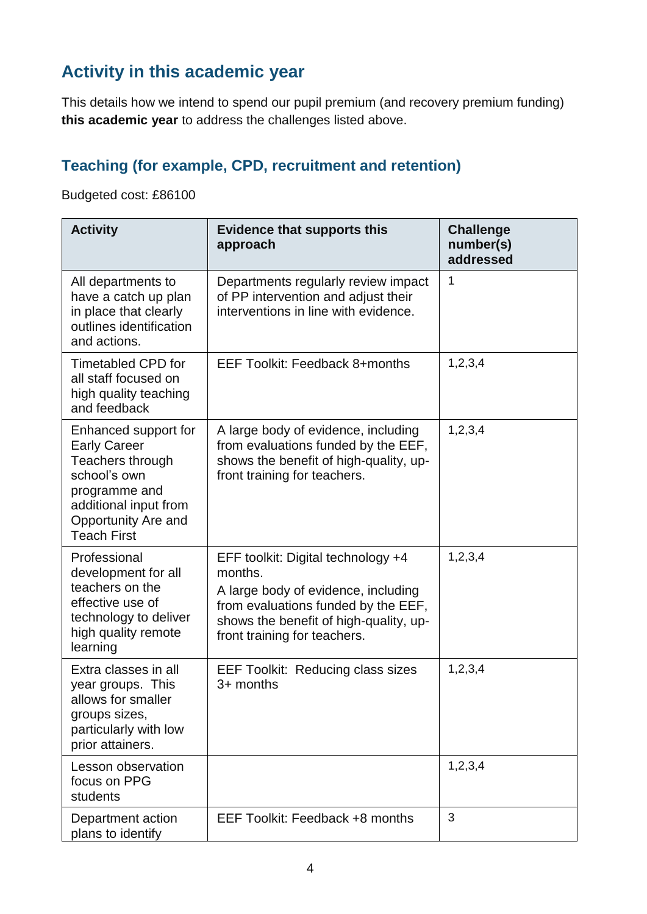## Activity in this academic year

This details how we intend to spend our pupil premium (and recovery premium funding) **this academic year** to address the challenges listed above.

### Teaching (for example, CPD, recruitment and retention)

Budgeted cost: £86100

| Activity | Evidence that supports this approach | Challenge number(s) addressed |
|---|---|---|
| All departments to have a catch up plan in place that clearly outlines identification and actions. | Departments regularly review impact of PP intervention and adjust their interventions in line with evidence. | 1 |
| Timetabled CPD for all staff focused on high quality teaching and feedback | EEF Toolkit: Feedback 8+months | 1,2,3,4 |
| Enhanced support for Early Career Teachers through school's own programme and additional input from Opportunity Are and Teach First | A large body of evidence, including from evaluations funded by the EEF, shows the benefit of high-quality, up-front training for teachers. | 1,2,3,4 |
| Professional development for all teachers on the effective use of technology to deliver high quality remote learning | EFF toolkit: Digital technology +4 months.<br>A large body of evidence, including from evaluations funded by the EEF, shows the benefit of high-quality, up-front training for teachers. | 1,2,3,4 |
| Extra classes in all year groups. This allows for smaller groups sizes, particularly with low prior attainers. | EEF Toolkit: Reducing class sizes 3+ months | 1,2,3,4 |
| Lesson observation focus on PPG students | | 1,2,3,4 |
| Department action plans to identify | EEF Toolkit: Feedback +8 months | 3 |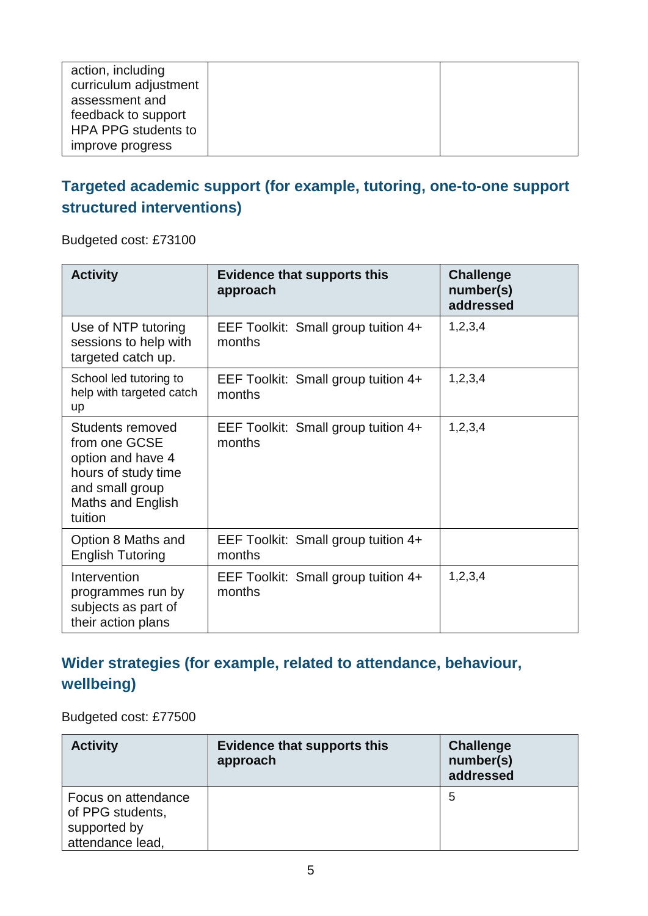| | | |
|---|---|---|
| action, including curriculum adjustment assessment and feedback to support HPA PPG students to improve progress | | |

## Targeted academic support (for example, tutoring, one-to-one support structured interventions)

Budgeted cost: £73100

| Activity | Evidence that supports this approach | Challenge number(s) addressed |
|---|---|---|
| Use of NTP tutoring sessions to help with targeted catch up. | EEF Toolkit: Small group tuition 4+ months | 1,2,3,4 |
| School led tutoring to help with targeted catch up | EEF Toolkit: Small group tuition 4+ months | 1,2,3,4 |
| Students removed from one GCSE option and have 4 hours of study time and small group Maths and English tuition | EEF Toolkit: Small group tuition 4+ months | 1,2,3,4 |
| Option 8 Maths and English Tutoring | EEF Toolkit: Small group tuition 4+ months | |
| Intervention programmes run by subjects as part of their action plans | EEF Toolkit: Small group tuition 4+ months | 1,2,3,4 |

## Wider strategies (for example, related to attendance, behaviour, wellbeing)

Budgeted cost: £77500

| Activity | Evidence that supports this approach | Challenge number(s) addressed |
|---|---|---|
| Focus on attendance of PPG students, supported by attendance lead, | | 5 |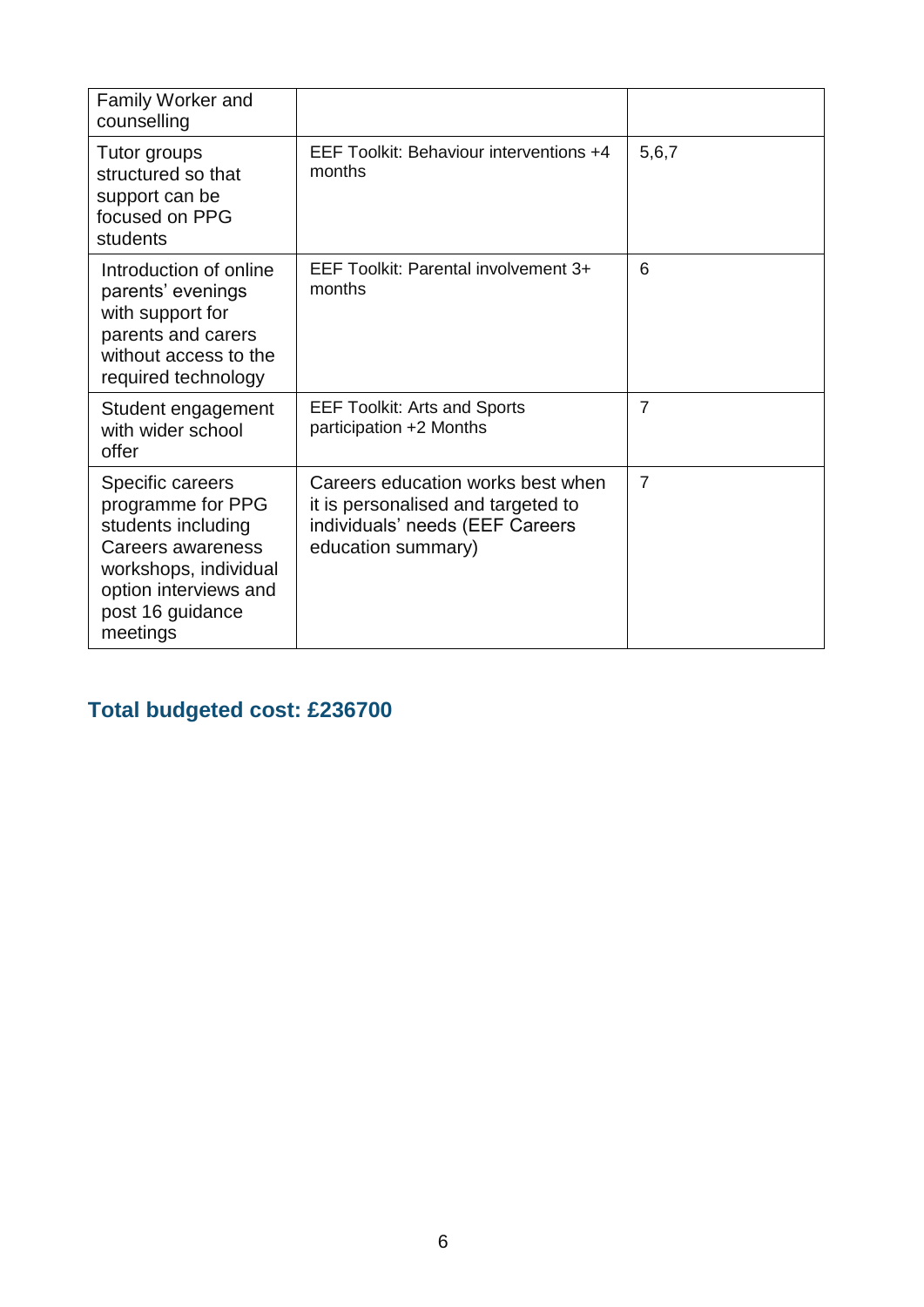| Family Worker and counselling | | |
|---|---|---|
| Tutor groups structured so that support can be focused on PPG students | EEF Toolkit: Behaviour interventions +4 months | 5,6,7 |
| Introduction of online parents' evenings with support for parents and carers without access to the required technology | EEF Toolkit: Parental involvement 3+ months | 6 |
| Student engagement with wider school offer | EEF Toolkit: Arts and Sports participation +2 Months | 7 |
| Specific careers programme for PPG students including Careers awareness workshops, individual option interviews and post 16 guidance meetings | Careers education works best when it is personalised and targeted to individuals' needs (EEF Careers education summary) | 7 |

## Total budgeted cost: £236700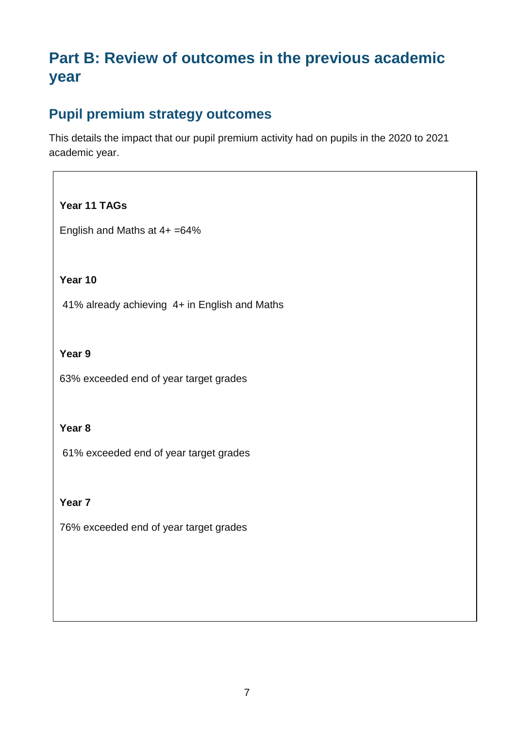# Part B: Review of outcomes in the previous academic year

## Pupil premium strategy outcomes

This details the impact that our pupil premium activity had on pupils in the 2020 to 2021 academic year.

**Year 11 TAGs**

English and Maths at 4+ =64%

**Year 10**

41% already achieving 4+ in English and Maths

**Year 9**

63% exceeded end of year target grades

**Year 8**

61% exceeded end of year target grades

**Year 7**

76% exceeded end of year target grades